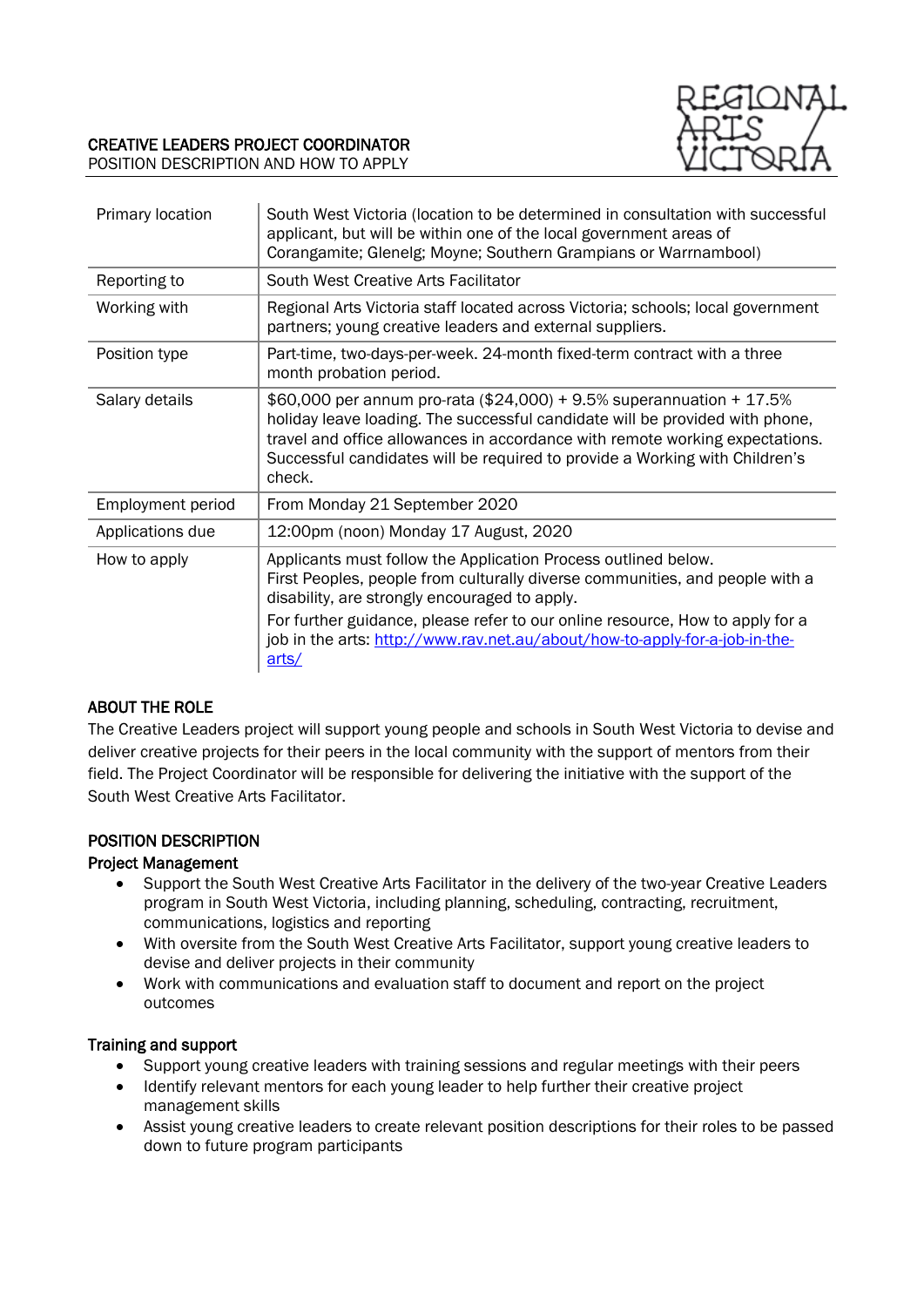# CREATIVE LEADERS PROJECT COORDINATOR

POSITION DESCRIPTION AND HOW TO APPLY

| | |
|---|---|
| Primary location | South West Victoria (location to be determined in consultation with successful applicant, but will be within one of the local government areas of Corangamite; Glenelg; Moyne; Southern Grampians or Warrnambool) |
| Reporting to | South West Creative Arts Facilitator |
| Working with | Regional Arts Victoria staff located across Victoria; schools; local government partners; young creative leaders and external suppliers. |
| Position type | Part-time, two-days-per-week. 24-month fixed-term contract with a three month probation period. |
| Salary details | $60,000 per annum pro-rata ($24,000) + 9.5% superannuation + 17.5% holiday leave loading. The successful candidate will be provided with phone, travel and office allowances in accordance with remote working expectations. Successful candidates will be required to provide a Working with Children's check. |
| Employment period | From Monday 21 September 2020 |
| Applications due | 12:00pm (noon) Monday 17 August, 2020 |
| How to apply | Applicants must follow the Application Process outlined below. First Peoples, people from culturally diverse communities, and people with a disability, are strongly encouraged to apply. For further guidance, please refer to our online resource, How to apply for a job in the arts: http://www.rav.net.au/about/how-to-apply-for-a-job-in-the-arts/ |

## ABOUT THE ROLE

The Creative Leaders project will support young people and schools in South West Victoria to devise and deliver creative projects for their peers in the local community with the support of mentors from their field. The Project Coordinator will be responsible for delivering the initiative with the support of the South West Creative Arts Facilitator.

## POSITION DESCRIPTION

### Project Management

- Support the South West Creative Arts Facilitator in the delivery of the two-year Creative Leaders program in South West Victoria, including planning, scheduling, contracting, recruitment, communications, logistics and reporting
- With oversite from the South West Creative Arts Facilitator, support young creative leaders to devise and deliver projects in their community
- Work with communications and evaluation staff to document and report on the project outcomes

### Training and support

- Support young creative leaders with training sessions and regular meetings with their peers
- Identify relevant mentors for each young leader to help further their creative project management skills
- Assist young creative leaders to create relevant position descriptions for their roles to be passed down to future program participants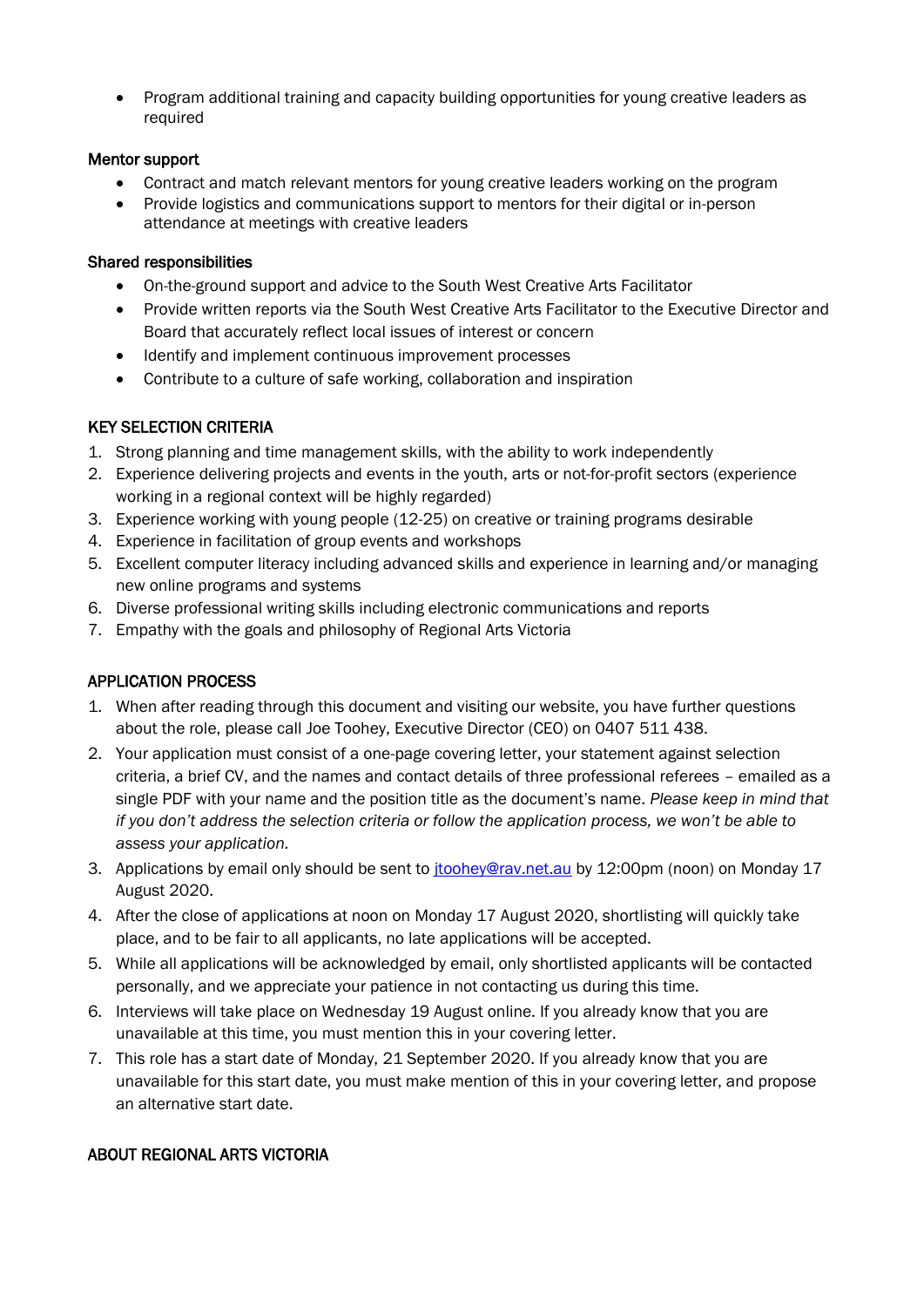- Program additional training and capacity building opportunities for young creative leaders as required

**Mentor support**

- Contract and match relevant mentors for young creative leaders working on the program
- Provide logistics and communications support to mentors for their digital or in-person attendance at meetings with creative leaders

**Shared responsibilities**

- On-the-ground support and advice to the South West Creative Arts Facilitator
- Provide written reports via the South West Creative Arts Facilitator to the Executive Director and Board that accurately reflect local issues of interest or concern
- Identify and implement continuous improvement processes
- Contribute to a culture of safe working, collaboration and inspiration

## KEY SELECTION CRITERIA

1. Strong planning and time management skills, with the ability to work independently
2. Experience delivering projects and events in the youth, arts or not-for-profit sectors (experience working in a regional context will be highly regarded)
3. Experience working with young people (12-25) on creative or training programs desirable
4. Experience in facilitation of group events and workshops
5. Excellent computer literacy including advanced skills and experience in learning and/or managing new online programs and systems
6. Diverse professional writing skills including electronic communications and reports
7. Empathy with the goals and philosophy of Regional Arts Victoria

## APPLICATION PROCESS

1. When after reading through this document and visiting our website, you have further questions about the role, please call Joe Toohey, Executive Director (CEO) on 0407 511 438.
2. Your application must consist of a one-page covering letter, your statement against selection criteria, a brief CV, and the names and contact details of three professional referees – emailed as a single PDF with your name and the position title as the document's name. *Please keep in mind that if you don't address the selection criteria or follow the application process, we won't be able to assess your application.*
3. Applications by email only should be sent to jtoohey@rav.net.au by 12:00pm (noon) on Monday 17 August 2020.
4. After the close of applications at noon on Monday 17 August 2020, shortlisting will quickly take place, and to be fair to all applicants, no late applications will be accepted.
5. While all applications will be acknowledged by email, only shortlisted applicants will be contacted personally, and we appreciate your patience in not contacting us during this time.
6. Interviews will take place on Wednesday 19 August online. If you already know that you are unavailable at this time, you must mention this in your covering letter.
7. This role has a start date of Monday, 21 September 2020. If you already know that you are unavailable for this start date, you must make mention of this in your covering letter, and propose an alternative start date.

## ABOUT REGIONAL ARTS VICTORIA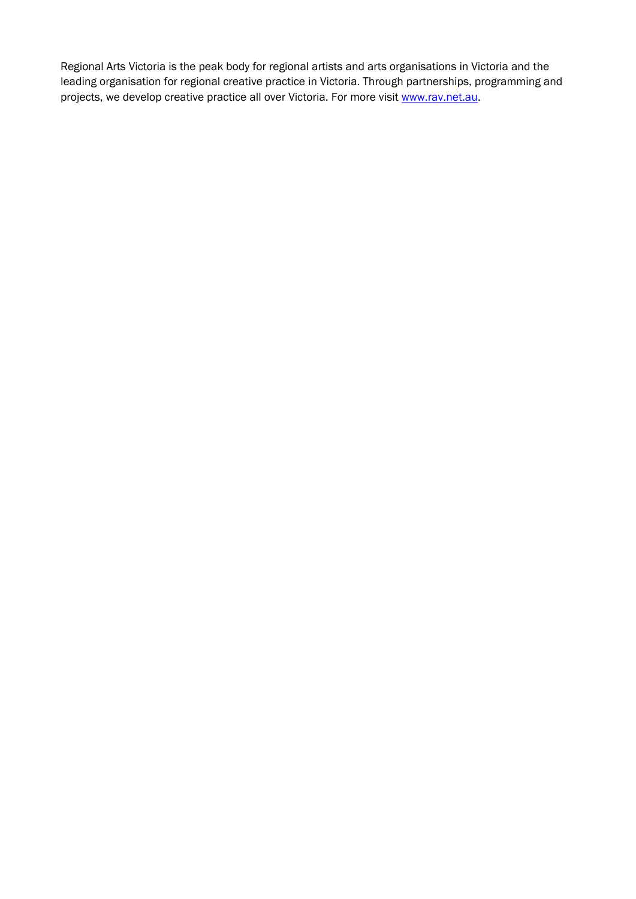Regional Arts Victoria is the peak body for regional artists and arts organisations in Victoria and the leading organisation for regional creative practice in Victoria. Through partnerships, programming and projects, we develop creative practice all over Victoria. For more visit [www.rav.net.au](http://www.rav.net.au).